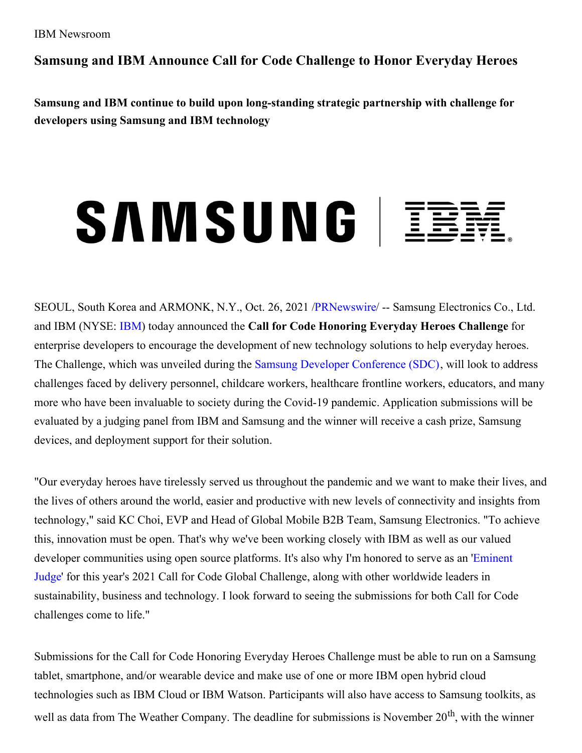IBM Newsroom

# Samsung and IBM Announce Call for Code Challenge to Honor Everyday Heroes

**Samsung and IBM continue to build upon long-standing strategic partnership with challenge for developers using Samsung and IBM technology**

SEOUL, South Korea and ARMONK, N.Y., Oct. 26, 2021 /PRNewswire/ -- Samsung Electronics Co., Ltd. and IBM (NYSE: IBM) today announced the **Call for Code Honoring Everyday Heroes Challenge** for enterprise developers to encourage the development of new technology solutions to help everyday heroes. The Challenge, which was unveiled during the Samsung Developer Conference (SDC), will look to address challenges faced by delivery personnel, childcare workers, healthcare frontline workers, educators, and many more who have been invaluable to society during the Covid-19 pandemic. Application submissions will be evaluated by a judging panel from IBM and Samsung and the winner will receive a cash prize, Samsung devices, and deployment support for their solution.

"Our everyday heroes have tirelessly served us throughout the pandemic and we want to make their lives, and the lives of others around the world, easier and productive with new levels of connectivity and insights from technology," said KC Choi, EVP and Head of Global Mobile B2B Team, Samsung Electronics. "To achieve this, innovation must be open. That's why we've been working closely with IBM as well as our valued developer communities using open source platforms. It's also why I'm honored to serve as an 'Eminent Judge' for this year's 2021 Call for Code Global Challenge, along with other worldwide leaders in sustainability, business and technology. I look forward to seeing the submissions for both Call for Code challenges come to life."

Submissions for the Call for Code Honoring Everyday Heroes Challenge must be able to run on a Samsung tablet, smartphone, and/or wearable device and make use of one or more IBM open hybrid cloud technologies such as IBM Cloud or IBM Watson. Participants will also have access to Samsung toolkits, as well as data from The Weather Company. The deadline for submissions is November 20th, with the winner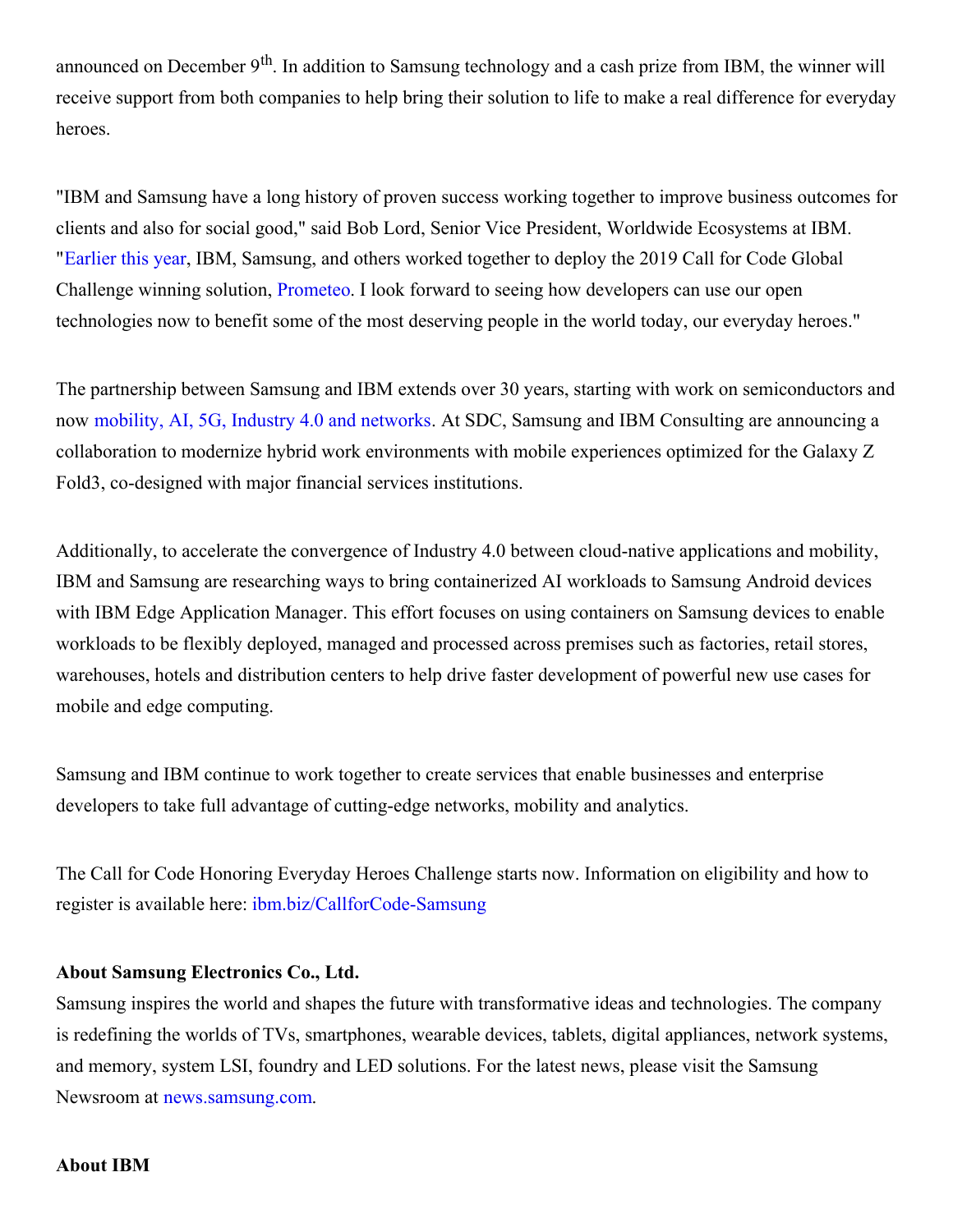announced on December 9th. In addition to Samsung technology and a cash prize from IBM, the winner will receive support from both companies to help bring their solution to life to make a real difference for everyday heroes.

"IBM and Samsung have a long history of proven success working together to improve business outcomes for clients and also for social good," said Bob Lord, Senior Vice President, Worldwide Ecosystems at IBM. "Earlier this year, IBM, Samsung, and others worked together to deploy the 2019 Call for Code Global Challenge winning solution, Prometeo. I look forward to seeing how developers can use our open technologies now to benefit some of the most deserving people in the world today, our everyday heroes."

The partnership between Samsung and IBM extends over 30 years, starting with work on semiconductors and now mobility, AI, 5G, Industry 4.0 and networks. At SDC, Samsung and IBM Consulting are announcing a collaboration to modernize hybrid work environments with mobile experiences optimized for the Galaxy Z Fold3, co-designed with major financial services institutions.

Additionally, to accelerate the convergence of Industry 4.0 between cloud-native applications and mobility, IBM and Samsung are researching ways to bring containerized AI workloads to Samsung Android devices with IBM Edge Application Manager. This effort focuses on using containers on Samsung devices to enable workloads to be flexibly deployed, managed and processed across premises such as factories, retail stores, warehouses, hotels and distribution centers to help drive faster development of powerful new use cases for mobile and edge computing.

Samsung and IBM continue to work together to create services that enable businesses and enterprise developers to take full advantage of cutting-edge networks, mobility and analytics.

The Call for Code Honoring Everyday Heroes Challenge starts now. Information on eligibility and how to register is available here: ibm.biz/CallforCode-Samsung

**About Samsung Electronics Co., Ltd.**

Samsung inspires the world and shapes the future with transformative ideas and technologies. The company is redefining the worlds of TVs, smartphones, wearable devices, tablets, digital appliances, network systems, and memory, system LSI, foundry and LED solutions. For the latest news, please visit the Samsung Newsroom at news.samsung.com.

**About IBM**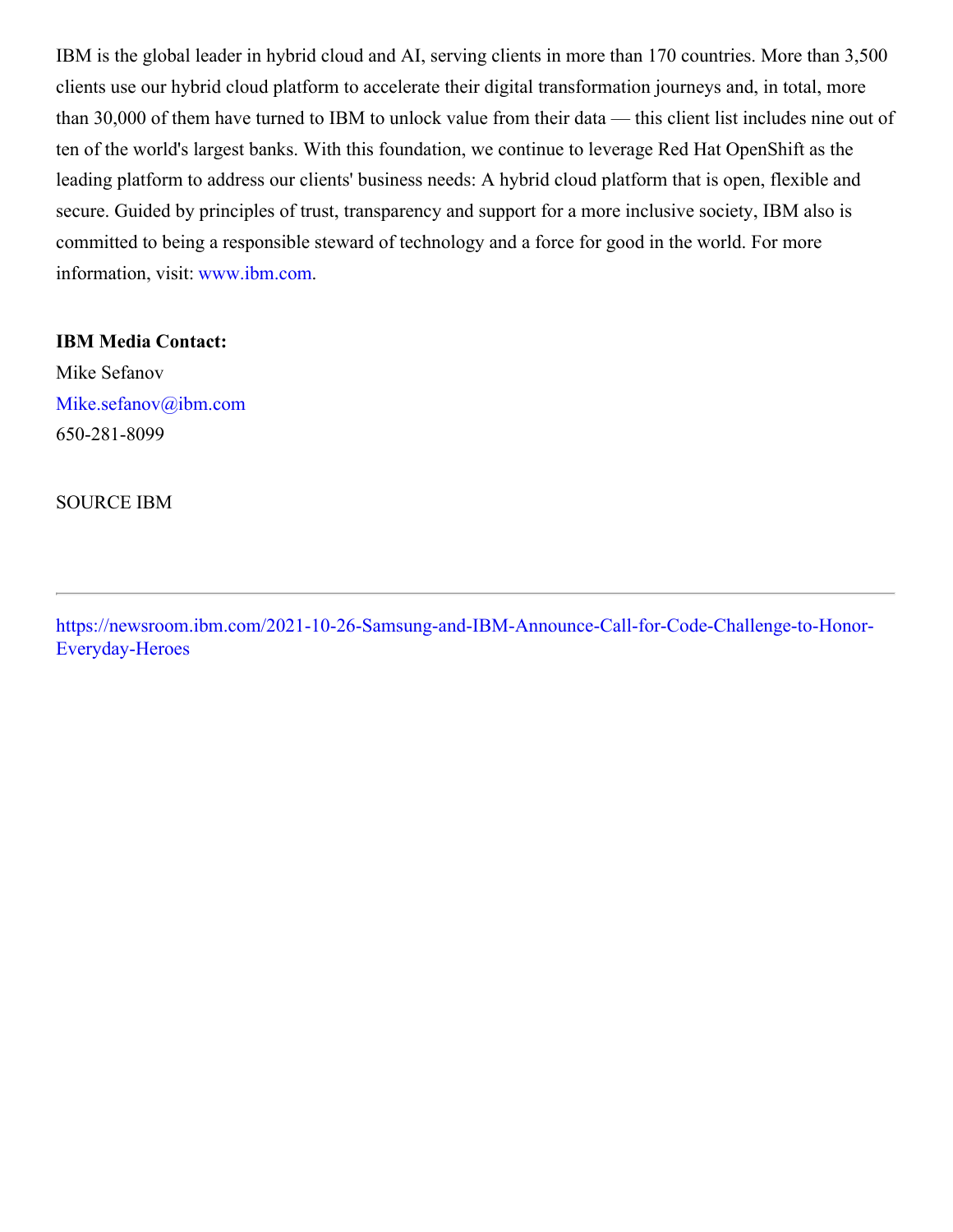IBM is the global leader in hybrid cloud and AI, serving clients in more than 170 countries. More than 3,500 clients use our hybrid cloud platform to accelerate their digital transformation journeys and, in total, more than 30,000 of them have turned to IBM to unlock value from their data — this client list includes nine out of ten of the world's largest banks. With this foundation, we continue to leverage Red Hat OpenShift as the leading platform to address our clients' business needs: A hybrid cloud platform that is open, flexible and secure. Guided by principles of trust, transparency and support for a more inclusive society, IBM also is committed to being a responsible steward of technology and a force for good in the world. For more information, visit: www.ibm.com.

**IBM Media Contact:**
Mike Sefanov
Mike.sefanov@ibm.com
650-281-8099

SOURCE IBM

---

https://newsroom.ibm.com/2021-10-26-Samsung-and-IBM-Announce-Call-for-Code-Challenge-to-Honor-Everyday-Heroes